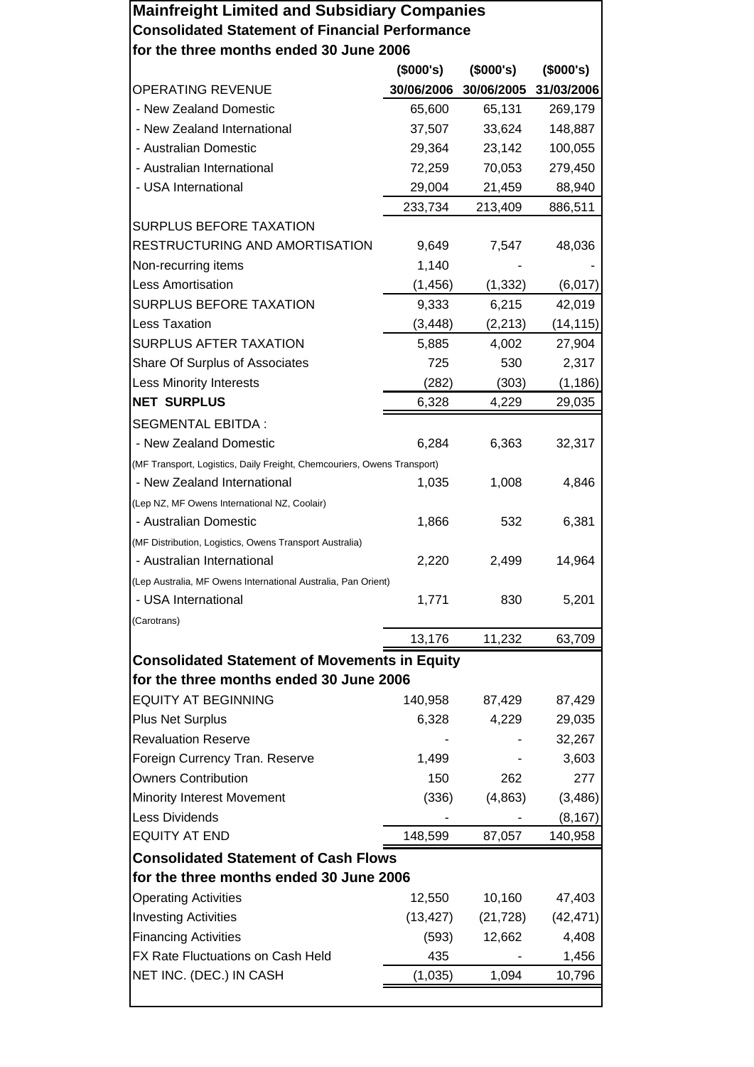# Mainfreight Limited and Subsidiary Companies

## Consolidated Statement of Financial Performance

### for the three months ended 30 June 2006

| | ($000's) | ($000's) | ($000's) |
|---|---|---|---|
| OPERATING REVENUE | 30/06/2006 | 30/06/2005 | 31/03/2006 |
| - New Zealand Domestic | 65,600 | 65,131 | 269,179 |
| - New Zealand International | 37,507 | 33,624 | 148,887 |
| - Australian Domestic | 29,364 | 23,142 | 100,055 |
| - Australian International | 72,259 | 70,053 | 279,450 |
| - USA International | 29,004 | 21,459 | 88,940 |
| | 233,734 | 213,409 | 886,511 |
| SURPLUS BEFORE TAXATION | | | |
| RESTRUCTURING AND AMORTISATION | 9,649 | 7,547 | 48,036 |
| Non-recurring items | 1,140 | - | - |
| Less Amortisation | (1,456) | (1,332) | (6,017) |
| SURPLUS BEFORE TAXATION | 9,333 | 6,215 | 42,019 |
| Less Taxation | (3,448) | (2,213) | (14,115) |
| SURPLUS AFTER TAXATION | 5,885 | 4,002 | 27,904 |
| Share Of Surplus of Associates | 725 | 530 | 2,317 |
| Less Minority Interests | (282) | (303) | (1,186) |
| **NET SURPLUS** | 6,328 | 4,229 | 29,035 |
| SEGMENTAL EBITDA : | | | |
| - New Zealand Domestic | 6,284 | 6,363 | 32,317 |
| (MF Transport, Logistics, Daily Freight, Chemcouriers, Owens Transport) | | | |
| - New Zealand International | 1,035 | 1,008 | 4,846 |
| (Lep NZ, MF Owens International NZ, Coolair) | | | |
| - Australian Domestic | 1,866 | 532 | 6,381 |
| (MF Distribution, Logistics, Owens Transport Australia) | | | |
| - Australian International | 2,220 | 2,499 | 14,964 |
| (Lep Australia, MF Owens International Australia, Pan Orient) | | | |
| - USA International | 1,771 | 830 | 5,201 |
| (Carotrans) | | | |
| | 13,176 | 11,232 | 63,709 |

## Consolidated Statement of Movements in Equity

### for the three months ended 30 June 2006

| | 30/06/2006 | 30/06/2005 | 31/03/2006 |
|---|---|---|---|
| EQUITY AT BEGINNING | 140,958 | 87,429 | 87,429 |
| Plus Net Surplus | 6,328 | 4,229 | 29,035 |
| Revaluation Reserve | - | - | 32,267 |
| Foreign Currency Tran. Reserve | 1,499 | - | 3,603 |
| Owners Contribution | 150 | 262 | 277 |
| Minority Interest Movement | (336) | (4,863) | (3,486) |
| Less Dividends | - | - | (8,167) |
| EQUITY AT END | 148,599 | 87,057 | 140,958 |

## Consolidated Statement of Cash Flows

### for the three months ended 30 June 2006

| | 30/06/2006 | 30/06/2005 | 31/03/2006 |
|---|---|---|---|
| Operating Activities | 12,550 | 10,160 | 47,403 |
| Investing Activities | (13,427) | (21,728) | (42,471) |
| Financing Activities | (593) | 12,662 | 4,408 |
| FX Rate Fluctuations on Cash Held | 435 | - | 1,456 |
| NET INC. (DEC.) IN CASH | (1,035) | 1,094 | 10,796 |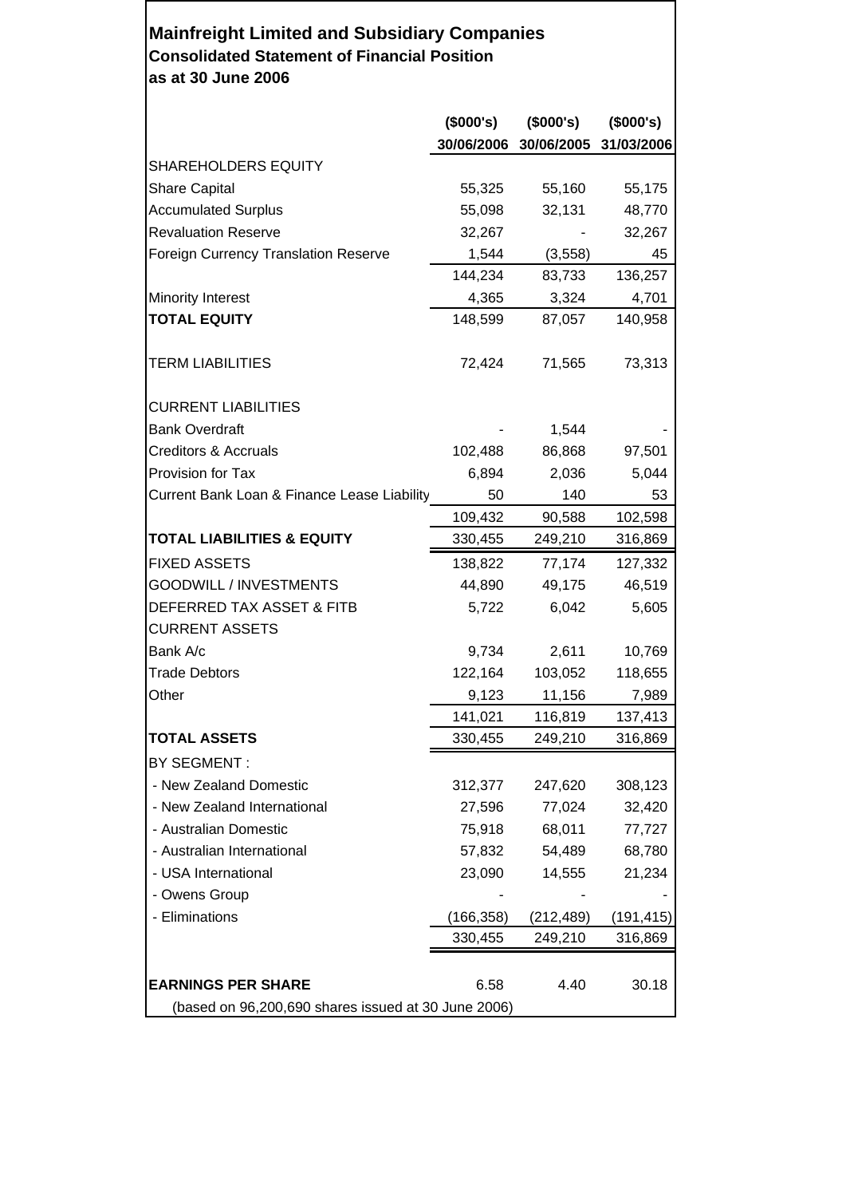# Mainfreight Limited and Subsidiary Companies

## Consolidated Statement of Financial Position

## as at 30 June 2006

| | ($000's) 30/06/2006 | ($000's) 30/06/2005 | ($000's) 31/03/2006 |
|---|---|---|---|
| SHAREHOLDERS EQUITY | | | |
| Share Capital | 55,325 | 55,160 | 55,175 |
| Accumulated Surplus | 55,098 | 32,131 | 48,770 |
| Revaluation Reserve | 32,267 | - | 32,267 |
| Foreign Currency Translation Reserve | 1,544 | (3,558) | 45 |
| | 144,234 | 83,733 | 136,257 |
| Minority Interest | 4,365 | 3,324 | 4,701 |
| **TOTAL EQUITY** | 148,599 | 87,057 | 140,958 |
| | | | |
| TERM LIABILITIES | 72,424 | 71,565 | 73,313 |
| | | | |
| CURRENT LIABILITIES | | | |
| Bank Overdraft | - | 1,544 | - |
| Creditors & Accruals | 102,488 | 86,868 | 97,501 |
| Provision for Tax | 6,894 | 2,036 | 5,044 |
| Current Bank Loan & Finance Lease Liability | 50 | 140 | 53 |
| | 109,432 | 90,588 | 102,598 |
| **TOTAL LIABILITIES & EQUITY** | 330,455 | 249,210 | 316,869 |
| FIXED ASSETS | 138,822 | 77,174 | 127,332 |
| GOODWILL / INVESTMENTS | 44,890 | 49,175 | 46,519 |
| DEFERRED TAX ASSET & FITB | 5,722 | 6,042 | 5,605 |
| CURRENT ASSETS | | | |
| Bank A/c | 9,734 | 2,611 | 10,769 |
| Trade Debtors | 122,164 | 103,052 | 118,655 |
| Other | 9,123 | 11,156 | 7,989 |
| | 141,021 | 116,819 | 137,413 |
| **TOTAL ASSETS** | 330,455 | 249,210 | 316,869 |
| BY SEGMENT : | | | |
| - New Zealand Domestic | 312,377 | 247,620 | 308,123 |
| - New Zealand International | 27,596 | 77,024 | 32,420 |
| - Australian Domestic | 75,918 | 68,011 | 77,727 |
| - Australian International | 57,832 | 54,489 | 68,780 |
| - USA International | 23,090 | 14,555 | 21,234 |
| - Owens Group | - | - | - |
| - Eliminations | (166,358) | (212,489) | (191,415) |
| | 330,455 | 249,210 | 316,869 |
| | | | |
| **EARNINGS PER SHARE** | 6.58 | 4.40 | 30.18 |

(based on 96,200,690 shares issued at 30 June 2006)